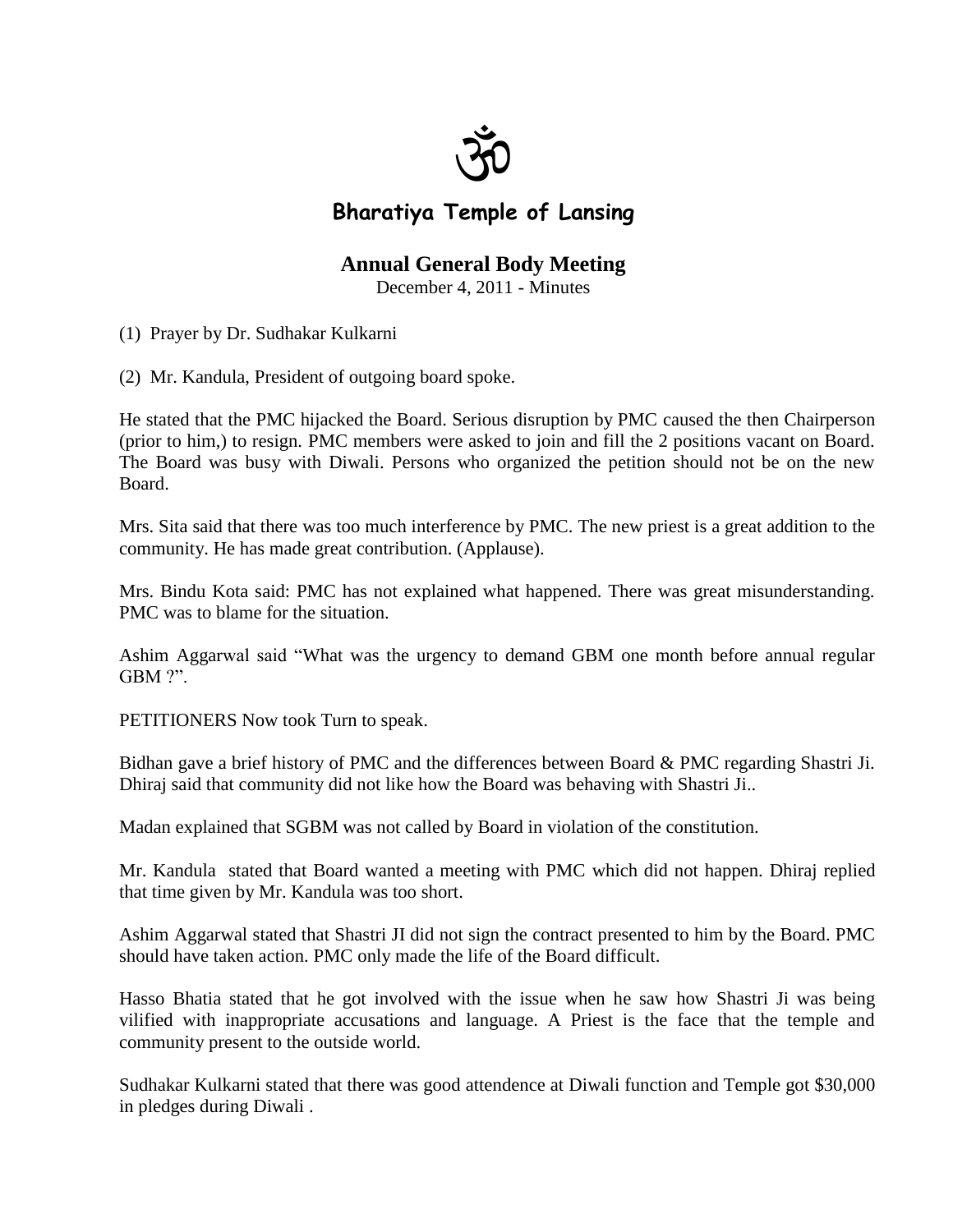ॐ

# Bharatiya Temple of Lansing

## Annual General Body Meeting

December 4, 2011 - Minutes

(1) Prayer by Dr. Sudhakar Kulkarni

(2) Mr. Kandula, President of outgoing board spoke.

He stated that the PMC hijacked the Board. Serious disruption by PMC caused the then Chairperson (prior to him,) to resign. PMC members were asked to join and fill the 2 positions vacant on Board. The Board was busy with Diwali. Persons who organized the petition should not be on the new Board.

Mrs. Sita said that there was too much interference by PMC. The new priest is a great addition to the community. He has made great contribution. (Applause).

Mrs. Bindu Kota said: PMC has not explained what happened. There was great misunderstanding. PMC was to blame for the situation.

Ashim Aggarwal said "What was the urgency to demand GBM one month before annual regular GBM ?".

PETITIONERS Now took Turn to speak.

Bidhan gave a brief history of PMC and the differences between Board & PMC regarding Shastri Ji. Dhiraj said that community did not like how the Board was behaving with Shastri Ji..

Madan explained that SGBM was not called by Board in violation of the constitution.

Mr. Kandula stated that Board wanted a meeting with PMC which did not happen. Dhiraj replied that time given by Mr. Kandula was too short.

Ashim Aggarwal stated that Shastri JI did not sign the contract presented to him by the Board. PMC should have taken action. PMC only made the life of the Board difficult.

Hasso Bhatia stated that he got involved with the issue when he saw how Shastri Ji was being vilified with inappropriate accusations and language. A Priest is the face that the temple and community present to the outside world.

Sudhakar Kulkarni stated that there was good attendence at Diwali function and Temple got $30,000 in pledges during Diwali .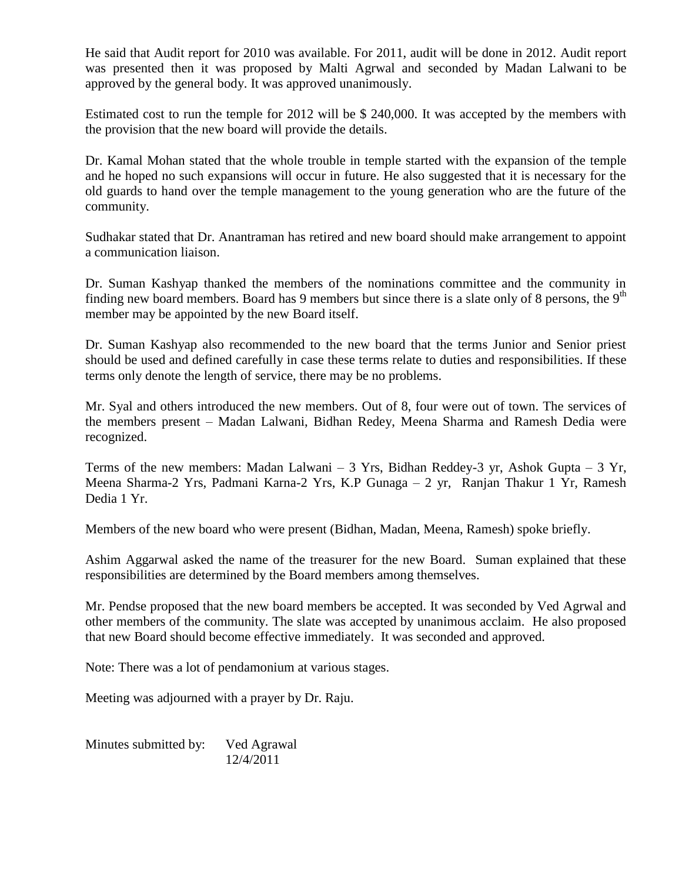He said that Audit report for 2010 was available. For 2011, audit will be done in 2012. Audit report was presented then it was proposed by Malti Agrwal and seconded by Madan Lalwani to be approved by the general body. It was approved unanimously.

Estimated cost to run the temple for 2012 will be $ 240,000. It was accepted by the members with the provision that the new board will provide the details.

Dr. Kamal Mohan stated that the whole trouble in temple started with the expansion of the temple and he hoped no such expansions will occur in future. He also suggested that it is necessary for the old guards to hand over the temple management to the young generation who are the future of the community.

Sudhakar stated that Dr. Anantraman has retired and new board should make arrangement to appoint a communication liaison.

Dr. Suman Kashyap thanked the members of the nominations committee and the community in finding new board members. Board has 9 members but since there is a slate only of 8 persons, the 9th member may be appointed by the new Board itself.

Dr. Suman Kashyap also recommended to the new board that the terms Junior and Senior priest should be used and defined carefully in case these terms relate to duties and responsibilities. If these terms only denote the length of service, there may be no problems.

Mr. Syal and others introduced the new members. Out of 8, four were out of town. The services of the members present – Madan Lalwani, Bidhan Redey, Meena Sharma and Ramesh Dedia were recognized.

Terms of the new members: Madan Lalwani – 3 Yrs, Bidhan Reddey-3 yr, Ashok Gupta – 3 Yr, Meena Sharma-2 Yrs, Padmani Karna-2 Yrs, K.P Gunaga – 2 yr, Ranjan Thakur 1 Yr, Ramesh Dedia 1 Yr.

Members of the new board who were present (Bidhan, Madan, Meena, Ramesh) spoke briefly.

Ashim Aggarwal asked the name of the treasurer for the new Board. Suman explained that these responsibilities are determined by the Board members among themselves.

Mr. Pendse proposed that the new board members be accepted. It was seconded by Ved Agrwal and other members of the community. The slate was accepted by unanimous acclaim. He also proposed that new Board should become effective immediately. It was seconded and approved.

Note: There was a lot of pendamonium at various stages.

Meeting was adjourned with a prayer by Dr. Raju.

Minutes submitted by: Ved Agrawal
12/4/2011